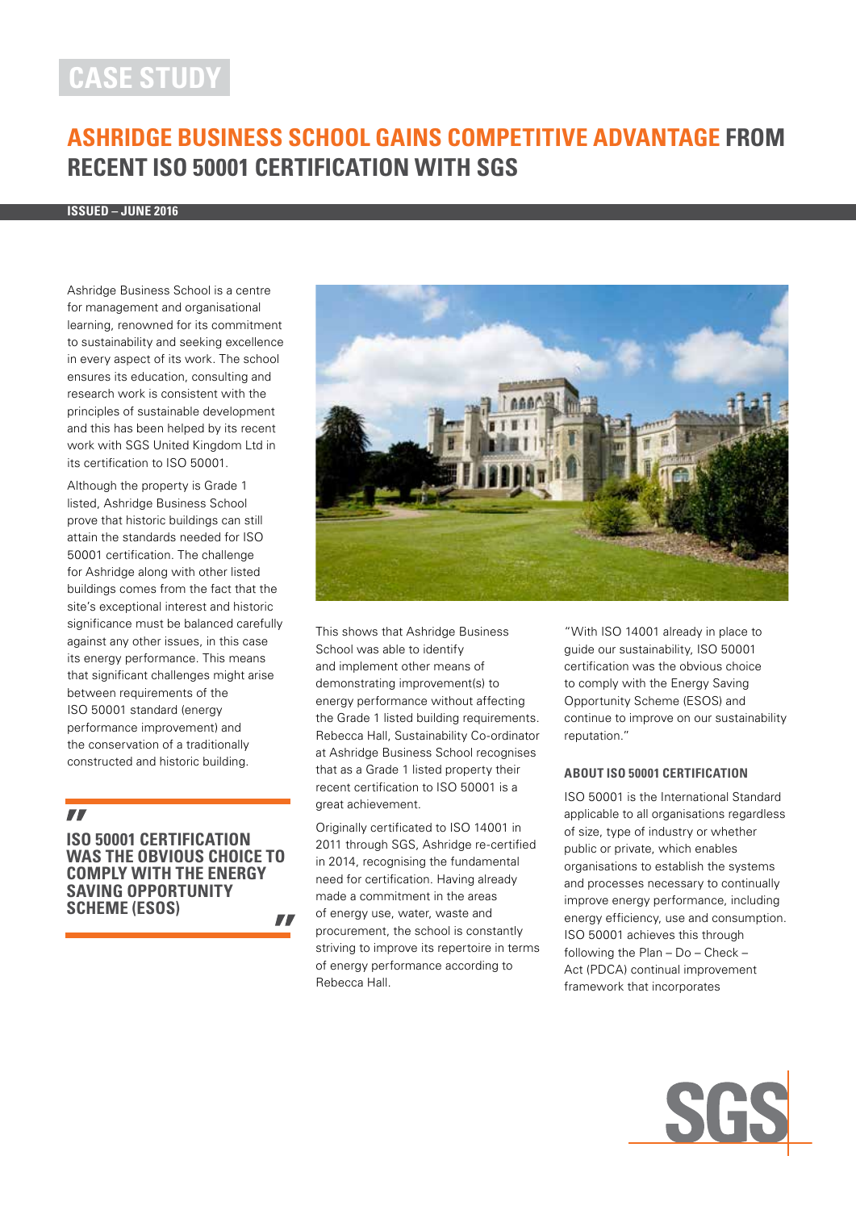# CASE STUDY

## ASHRIDGE BUSINESS SCHOOL GAINS COMPETITIVE ADVANTAGE FROM RECENT ISO 50001 CERTIFICATION WITH SGS

**ISSUED – JUNE 2016**

Ashridge Business School is a centre for management and organisational learning, renowned for its commitment to sustainability and seeking excellence in every aspect of its work. The school ensures its education, consulting and research work is consistent with the principles of sustainable development and this has been helped by its recent work with SGS United Kingdom Ltd in its certification to ISO 50001.

Although the property is Grade 1 listed, Ashridge Business School prove that historic buildings can still attain the standards needed for ISO 50001 certification. The challenge for Ashridge along with other listed buildings comes from the fact that the site's exceptional interest and historic significance must be balanced carefully against any other issues, in this case its energy performance. This means that significant challenges might arise between requirements of the ISO 50001 standard (energy performance improvement) and the conservation of a traditionally constructed and historic building.

> **"ISO 50001 CERTIFICATION WAS THE OBVIOUS CHOICE TO COMPLY WITH THE ENERGY SAVING OPPORTUNITY SCHEME (ESOS)"**

This shows that Ashridge Business School was able to identify and implement other means of demonstrating improvement(s) to energy performance without affecting the Grade 1 listed building requirements. Rebecca Hall, Sustainability Co-ordinator at Ashridge Business School recognises that as a Grade 1 listed property their recent certification to ISO 50001 is a great achievement.

Originally certificated to ISO 14001 in 2011 through SGS, Ashridge re-certified in 2014, recognising the fundamental need for certification. Having already made a commitment in the areas of energy use, water, waste and procurement, the school is constantly striving to improve its repertoire in terms of energy performance according to Rebecca Hall.

"With ISO 14001 already in place to guide our sustainability, ISO 50001 certification was the obvious choice to comply with the Energy Saving Opportunity Scheme (ESOS) and continue to improve on our sustainability reputation."

### ABOUT ISO 50001 CERTIFICATION

ISO 50001 is the International Standard applicable to all organisations regardless of size, type of industry or whether public or private, which enables organisations to establish the systems and processes necessary to continually improve energy performance, including energy efficiency, use and consumption. ISO 50001 achieves this through following the Plan – Do – Check – Act (PDCA) continual improvement framework that incorporates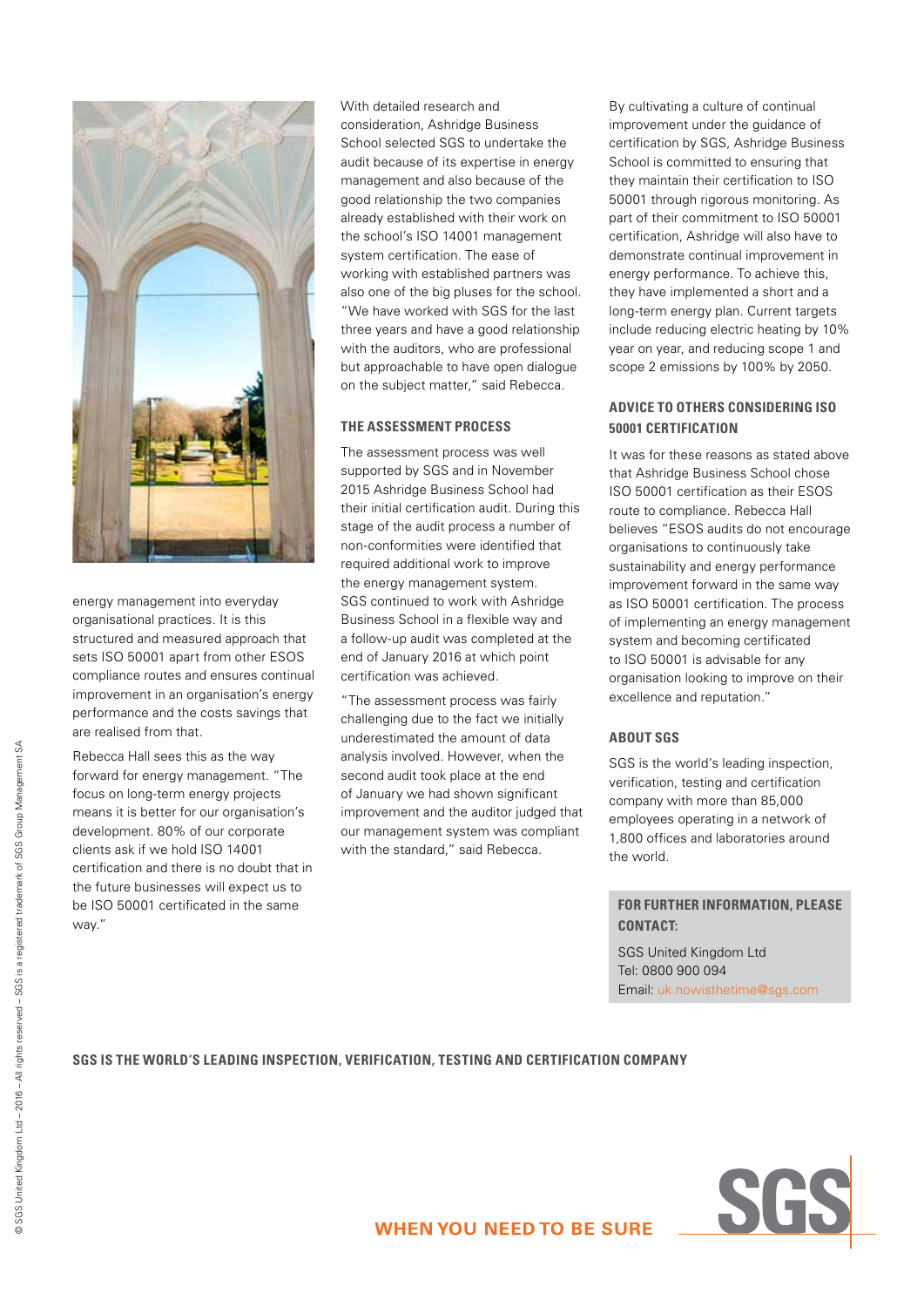energy management into everyday organisational practices. It is this structured and measured approach that sets ISO 50001 apart from other ESOS compliance routes and ensures continual improvement in an organisation's energy performance and the costs savings that are realised from that.

Rebecca Hall sees this as the way forward for energy management. "The focus on long-term energy projects means it is better for our organisation's development. 80% of our corporate clients ask if we hold ISO 14001 certification and there is no doubt that in the future businesses will expect us to be ISO 50001 certificated in the same way."

With detailed research and consideration, Ashridge Business School selected SGS to undertake the audit because of its expertise in energy management and also because of the good relationship the two companies already established with their work on the school's ISO 14001 management system certification. The ease of working with established partners was also one of the big pluses for the school. "We have worked with SGS for the last three years and have a good relationship with the auditors, who are professional but approachable to have open dialogue on the subject matter," said Rebecca.

## THE ASSESSMENT PROCESS

The assessment process was well supported by SGS and in November 2015 Ashridge Business School had their initial certification audit. During this stage of the audit process a number of non-conformities were identified that required additional work to improve the energy management system. SGS continued to work with Ashridge Business School in a flexible way and a follow-up audit was completed at the end of January 2016 at which point certification was achieved.

"The assessment process was fairly challenging due to the fact we initially underestimated the amount of data analysis involved. However, when the second audit took place at the end of January we had shown significant improvement and the auditor judged that our management system was compliant with the standard," said Rebecca.

By cultivating a culture of continual improvement under the guidance of certification by SGS, Ashridge Business School is committed to ensuring that they maintain their certification to ISO 50001 through rigorous monitoring. As part of their commitment to ISO 50001 certification, Ashridge will also have to demonstrate continual improvement in energy performance. To achieve this, they have implemented a short and a long-term energy plan. Current targets include reducing electric heating by 10% year on year, and reducing scope 1 and scope 2 emissions by 100% by 2050.

## ADVICE TO OTHERS CONSIDERING ISO 50001 CERTIFICATION

It was for these reasons as stated above that Ashridge Business School chose ISO 50001 certification as their ESOS route to compliance. Rebecca Hall believes "ESOS audits do not encourage organisations to continuously take sustainability and energy performance improvement forward in the same way as ISO 50001 certification. The process of implementing an energy management system and becoming certificated to ISO 50001 is advisable for any organisation looking to improve on their excellence and reputation."

## ABOUT SGS

SGS is the world's leading inspection, verification, testing and certification company with more than 85,000 employees operating in a network of 1,800 offices and laboratories around the world.

**FOR FURTHER INFORMATION, PLEASE CONTACT:**

SGS United Kingdom Ltd
Tel: 0800 900 094
Email: uk.nowisthetime@sgs.com

**SGS IS THE WORLD'S LEADING INSPECTION, VERIFICATION, TESTING AND CERTIFICATION COMPANY**

WHEN YOU NEED TO BE SURE

SGS

© SGS United Kingdom Ltd – 2016 – All rights reserved – SGS is a registered trademark of SGS Group Management SA